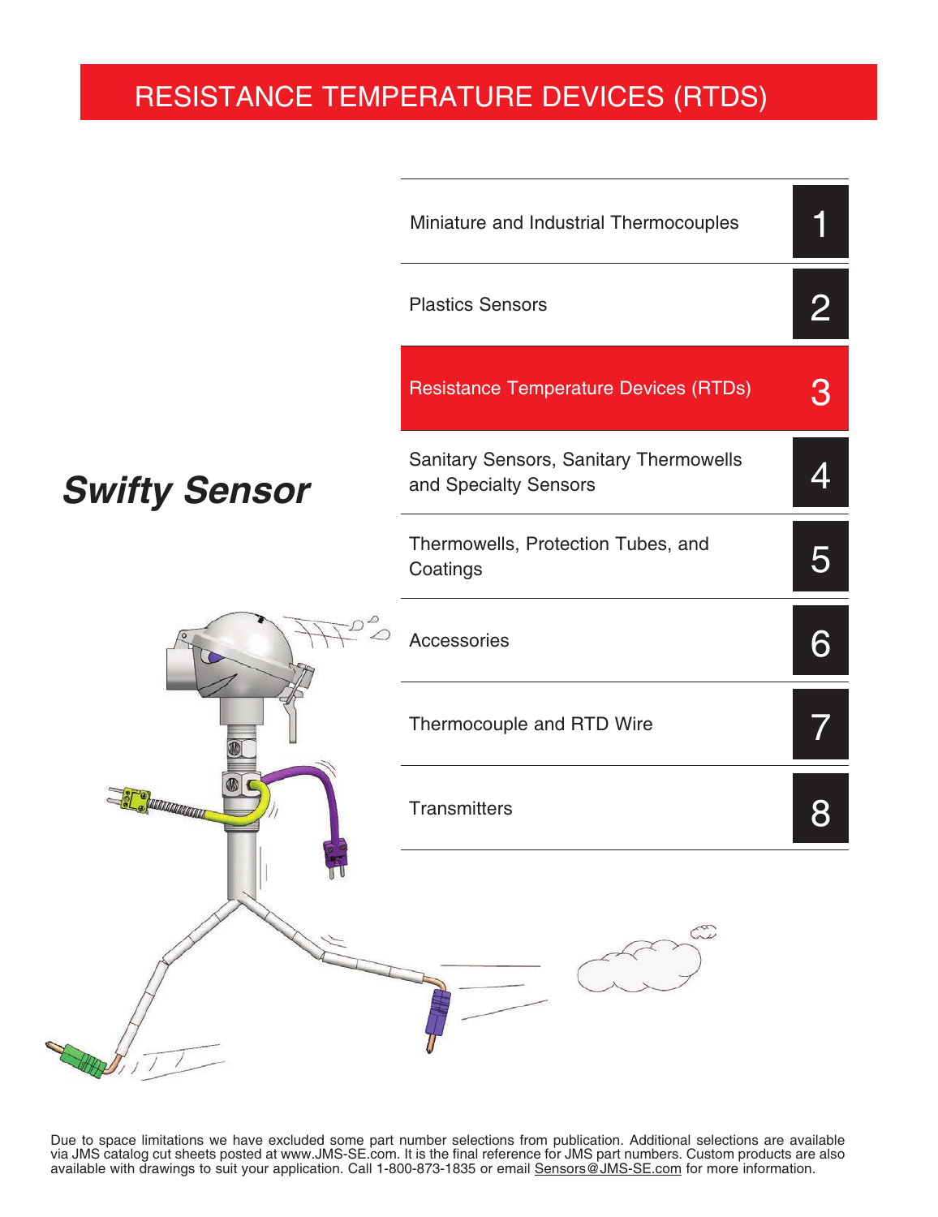# RESISTANCE TEMPERATURE DEVICES (RTDS)

| Section | No. |
|---|---|
| Miniature and Industrial Thermocouples | 1 |
| Plastics Sensors | 2 |
| Resistance Temperature Devices (RTDs) | 3 |
| Sanitary Sensors, Sanitary Thermowells and Specialty Sensors | 4 |
| Thermowells, Protection Tubes, and Coatings | 5 |
| Accessories | 6 |
| Thermocouple and RTD Wire | 7 |
| Transmitters | 8 |

***Swifty Sensor***

Due to space limitations we have excluded some part number selections from publication. Additional selections are available via JMS catalog cut sheets posted at www.JMS-SE.com. It is the final reference for JMS part numbers. Custom products are also available with drawings to suit your application. Call 1-800-873-1835 or email Sensors@JMS-SE.com for more information.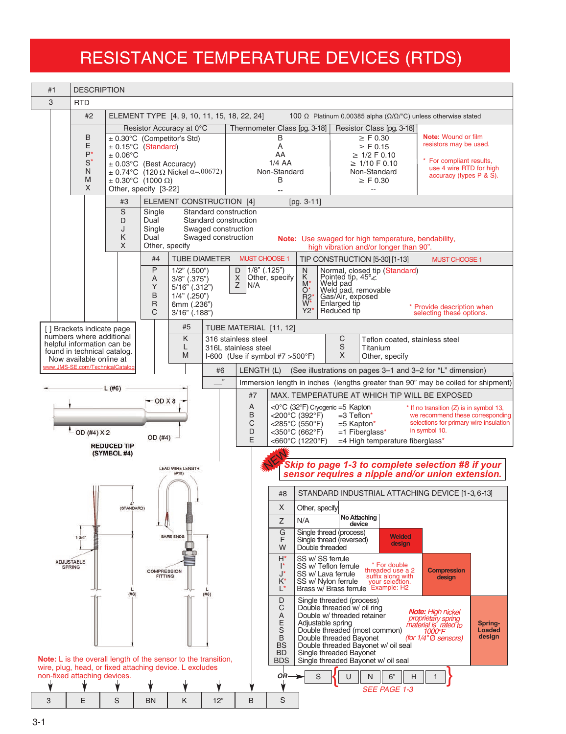# RESISTANCE TEMPERATURE DEVICES (RTDS)

| #1 | DESCRIPTION |
|---|---|
| 3 | RTD |

**#2 ELEMENT TYPE** [4, 9, 10, 11, 15, 18, 22, 24] — 100 Ω Platinum 0.00385 alpha (Ω/Ω/°C) unless otherwise stated

| | Resistor Accuracy at 0°C | Thermometer Class [pg. 3-18] | Resistor Class [pg. 3-18] |
|---|---|---|---|
| B | ± 0.30°C (Competitor's Std) | B | ≥ F 0.30 |
| E | ± 0.15°C (Standard) | A | ≥ F 0.15 |
| P* | ± 0.06°C | AA | ≥ 1/2 F 0.10 |
| S* | ± 0.03°C (Best Accuracy) | 1/4 AA | ≥ 1/10 F 0.10 |
| N | ± 0.74°C (120 Ω Nickel α=.00672) | Non-Standard | Non-Standard |
| M | ± 0.30°C (1000 Ω) | B | ≥ F 0.30 |
| X | Other, specify [3-22] | -- | -- |

**Note:** Wound or film resistors may be used.

\* For compliant results, use 4 wire RTD for high accuracy (types P & S).

**#3 ELEMENT CONSTRUCTION** [4] [pg. 3-11]

| | | |
|---|---|---|
| S | Single | Standard construction |
| D | Dual | Standard construction |
| J | Single | Swaged construction |
| K | Dual | Swaged construction |
| X | Other, specify | |

**Note:** Use swaged for high temperature, bendability, high vibration and/or longer than 90".

**#4 TUBE DIAMETER** MUST CHOOSE 1

| | | | |
|---|---|---|---|
| P | 1/2" (.500") | D | 1/8" (.125") |
| A | 3/8" (.375") | X | Other, specify |
| Y | 5/16" (.312") | Z | N/A |
| B | 1/4" (.250") | | |
| R | 6mm (.236") | | |
| C | 3/16" (.188") | | |

**TIP CONSTRUCTION** [5-30] [1-13] MUST CHOOSE 1

| | |
|---|---|
| N | Normal, closed tip (Standard) |
| K | Pointed tip, 45° |
| M* | Weld pad |
| O* | Weld pad, removable |
| R2* | Gas/Air, exposed |
| W* | Enlarged tip |
| Y2* | Reduced tip |

\* Provide description when selecting these options.

[ ] Brackets indicate page numbers where additional helpful information can be found in technical catalog. Now available online at www.JMS-SE.com/TechnicalCatalog

**#5 TUBE MATERIAL** [11, 12]

| | | | |
|---|---|---|---|
| K | 316 stainless steel | C | Teflon coated, stainless steel |
| L | 316L stainless steel | S | Titanium |
| M | I-600 (Use if symbol #7 >500°F) | X | Other, specify |

**#6 LENGTH (L)** (See illustrations on pages 3–1 and 3–2 for "L" dimension)

| | |
|---|---|
| __" | Immersion length in inches (lengths greater than 90" may be coiled for shipment) |

**#7 MAX. TEMPERATURE AT WHICH TIP WILL BE EXPOSED**

| | | |
|---|---|---|
| A | <0°C (32°F) Cryogenic | =5 Kapton |
| B | <200°C (392°F) | =3 Teflon* |
| C | <285°C (550°F) | =5 Kapton* |
| D | <350°C (662°F) | =1 Fiberglass* |
| E | <660°C (1220°F) | =4 High temperature fiberglass* |

\* If no transition (Z) is in symbol 13, we recommend these corresponding selections for primary wire insulation in symbol 10.

L (#6) — OD X 8 — OD (#4) X 2 — OD (#4)

REDUCED TIP (SYMBOL #4)

LEAD WIRE LENGTH (#10) — 4" (STANDARD) — 1 3/4" — BARE ENDS — ADJUSTABLE SPRING — COMPRESSION FITTING — L (#6) — L (#6)

NEW **Skip to page 1-3 to complete selection #8 if your sensor requires a nipple and/or union extension.**

**#8 STANDARD INDUSTRIAL ATTACHING DEVICE** [1-3, 6-13]

| | | |
|---|---|---|
| X | Other, specify | |
| Z | N/A | No Attaching device |
| G | Single thread (process) | Welded design |
| F | Single thread (reversed) | |
| W | Double threaded | |
| H* | SS w/ SS ferrule | Compression design |
| I* | SS w/ Teflon ferrule | |
| J* | SS w/ Lava ferrule | |
| K* | SS w/ Nylon ferrule | |
| L* | Brass w/ Brass ferrule | |
| D | Single threaded (process) | Spring-Loaded design |
| C | Double threaded w/ oil ring | |
| A | Double w/ threaded retainer | |
| E | Adjustable spring | |
| S | Double threaded (most common) | |
| B | Double threaded Bayonet | |
| BS | Double threaded Bayonet w/ oil seal | |
| BD | Single threaded Bayonet | |
| BDS | Single threaded Bayonet w/ oil seal | |

\* For double threaded use a 2 suffix along with your selection. Example: H2

**Note:** High nickel proprietary spring material is rated to 1000°F (for 1/4"Ø sensors)

**Note:** L is the overall length of the sensor to the transition, wire, plug, head, or fixed attaching device. L excludes non-fixed attaching devices.

| 3 | E | S | BN | K | 12" | B | S |
|---|---|---|---|---|---|---|---|

OR → S { U | N | 6" | H | 1 } SEE PAGE 1-3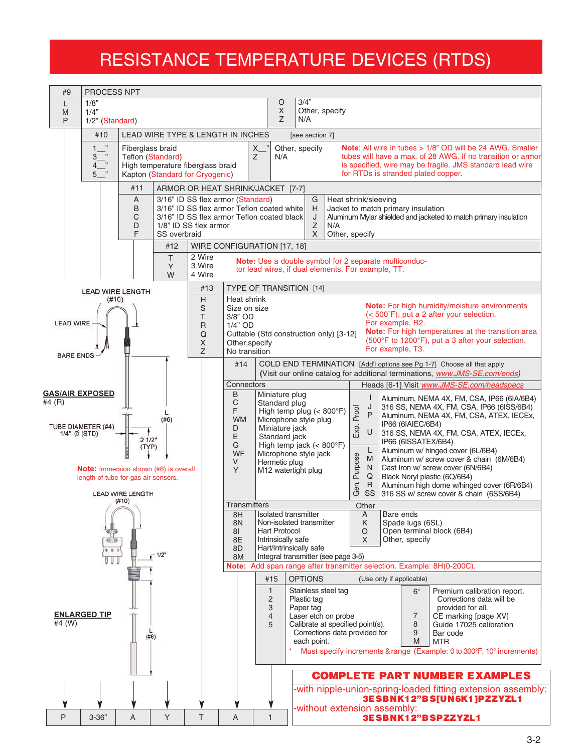# RESISTANCE TEMPERATURE DEVICES (RTDS)

## #9 PROCESS NPT

| Code | Description | Code | Description |
|---|---|---|---|
| L | 1/8" | O | 3/4" |
| M | 1/4" | X | Other, specify |
| P | 1/2" (Standard) | Z | N/A |

## #10 LEAD WIRE TYPE & LENGTH IN INCHES [see section 7]

| Code | Description | Code | Description |
|---|---|---|---|
| 1__" | Fiberglass braid | X__" | Other, specify |
| 3__" | Teflon (Standard) | Z | N/A |
| 4__" | High temperature fiberglass braid | | |
| 5__" | Kapton (Standard for Cryogenic) | | |

**Note**: All wire in tubes > 1/8" OD will be 24 AWG. Smaller tubes will have a max. of 28 AWG. If no transition or armor is specified, wire may be fragile. JMS standard lead wire for RTDs is stranded plated copper.

## #11 ARMOR OR HEAT SHRINK/JACKET [7-7]

| Code | Description | Code | Description |
|---|---|---|---|
| A | 3/16" ID SS flex armor (Standard) | G | Heat shrink/sleeving |
| B | 3/16" ID SS flex armor Teflon coated white | H | Jacket to match primary insulation |
| C | 3/16" ID SS flex armor Teflon coated black | J | Aluminum Mylar shielded and jacketed to match primary insulation |
| D | 1/8" ID SS flex armor | Z | N/A |
| F | SS overbraid | X | Other, specify |

## #12 WIRE CONFIGURATION [17, 18]

| Code | Description |
|---|---|
| T | 2 Wire |
| Y | 3 Wire |
| W | 4 Wire |

**Note:** Use a double symbol for 2 separate multiconductor lead wires, if dual elements. For example, TT.

## #13 TYPE OF TRANSITION [14]

| Code | Description |
|---|---|
| H | Heat shrink |
| S | Size on size |
| T | 3/8" OD |
| R | 1/4" OD |
| Q | Cuttable (Std construction only) [3-12] |
| X | Other,specify |
| Z | No transition |

**Note:** For high humidity/moisture environments (≤ 500°F), put a 2 after your selection. For example, R2.

**Note:** For high temperatures at the transition area (500°F to 1200°F), put a 3 after your selection. For example, T3.

## #14 COLD END TERMINATION [Add'l options see Pg 1-7] Choose all that apply

(Visit our online catalog for additional terminations, www.JMS-SE.com/ends)

**Connectors**

| Code | Description |
|---|---|
| B | Miniature plug |
| C | Standard plug |
| F | High temp plug (< 800°F) |
| WM | Microphone style plug |
| D | Miniature jack |
| E | Standard jack |
| G | High temp jack (< 800°F) |
| WF | Microphone style jack |
| V | Hermetic plug |
| Y | M12 watertight plug |

**Heads [6-1] Visit www.JMS-SE.com/headspecs**

| Type | Code | Description |
|---|---|---|
| Exp. Proof | I | Aluminum, NEMA 4X, FM, CSA, IP66 (6IA/6B4) |
| Exp. Proof | J | 316 SS, NEMA 4X, FM, CSA, IP66 (6ISS/6B4) |
| Exp. Proof | P | Aluminum, NEMA 4X, FM, CSA, ATEX, IECEx, IP66 (6IAIEC/6B4) |
| Exp. Proof | U | 316 SS, NEMA 4X, FM, CSA, ATEX, IECEx, IP66 (6ISSATEX/6B4) |
| Gen. Purpose | L | Aluminum w/ hinged cover (6L/6B4) |
| Gen. Purpose | M | Aluminum w/ screw cover & chain (6M/6B4) |
| Gen. Purpose | N | Cast Iron w/ screw cover (6N/6B4) |
| Gen. Purpose | Q | Black Noryl plastic (6Q/6B4) |
| Gen. Purpose | R | Aluminum high dome w/hinged cover (6R/6B4) |
| Gen. Purpose | SS | 316 SS w/ screw cover & chain (6SS/6B4) |

**Transmitters**

| Code | Description |
|---|---|
| 8H | Isolated transmitter |
| 8N | Non-isolated transmitter |
| 8I | Hart Protocol |
| 8E | Intrinsically safe |
| 8D | Hart/Intrinsically safe |
| 8M | Integral transmitter (see page 3-5) |

**Other**

| Code | Description |
|---|---|
| A | Bare ends |
| K | Spade lugs (6SL) |
| O | Open terminal block (6B4) |
| X | Other, specify |

**Note:** Add span range after transmitter selection. Example: 8H(0-200C).

## #15 OPTIONS (Use only if applicable)

| Code | Description | Code | Description |
|---|---|---|---|
| 1 | Stainless steel tag | 6* | Premium calibration report. Corrections data will be provided for all. |
| 2 | Plastic tag | 7 | CE marking [page XV] |
| 3 | Paper tag | 8 | Guide 17025 calibration |
| 4 | Laser etch on probe | 9 | Bar code |
| 5 | Calibrate at specified point(s). Corrections data provided for each point. | M | MTR |

\* Must specify increments & range (Example: 0 to 300°F, 10° increments)

LEAD WIRE LENGTH (#10)

LEAD WIRE

BARE ENDS

**GAS/AIR EXPOSED**
#4 (R)

TUBE DIAMETER (#4) 1/4" Ø (STD)

L (#6)

2 1/2" (TYP)

**Note:** Immersion shown (#6) is overall length of tube for gas air sensors.

LEAD WIRE LENGTH (#10)

1/2"

**ENLARGED TIP**
#4 (W)

L (#6)

| P | 3-36" | A | Y | T | A | 1 |
|---|---|---|---|---|---|---|

## COMPLETE PART NUMBER EXAMPLES

-with nipple-union-spring-loaded fitting extension assembly:
**3ESBNK12"BS[UN6K1]PZZYZL1**

-without extension assembly:
**3ESBNK12"BSPZZYZL1**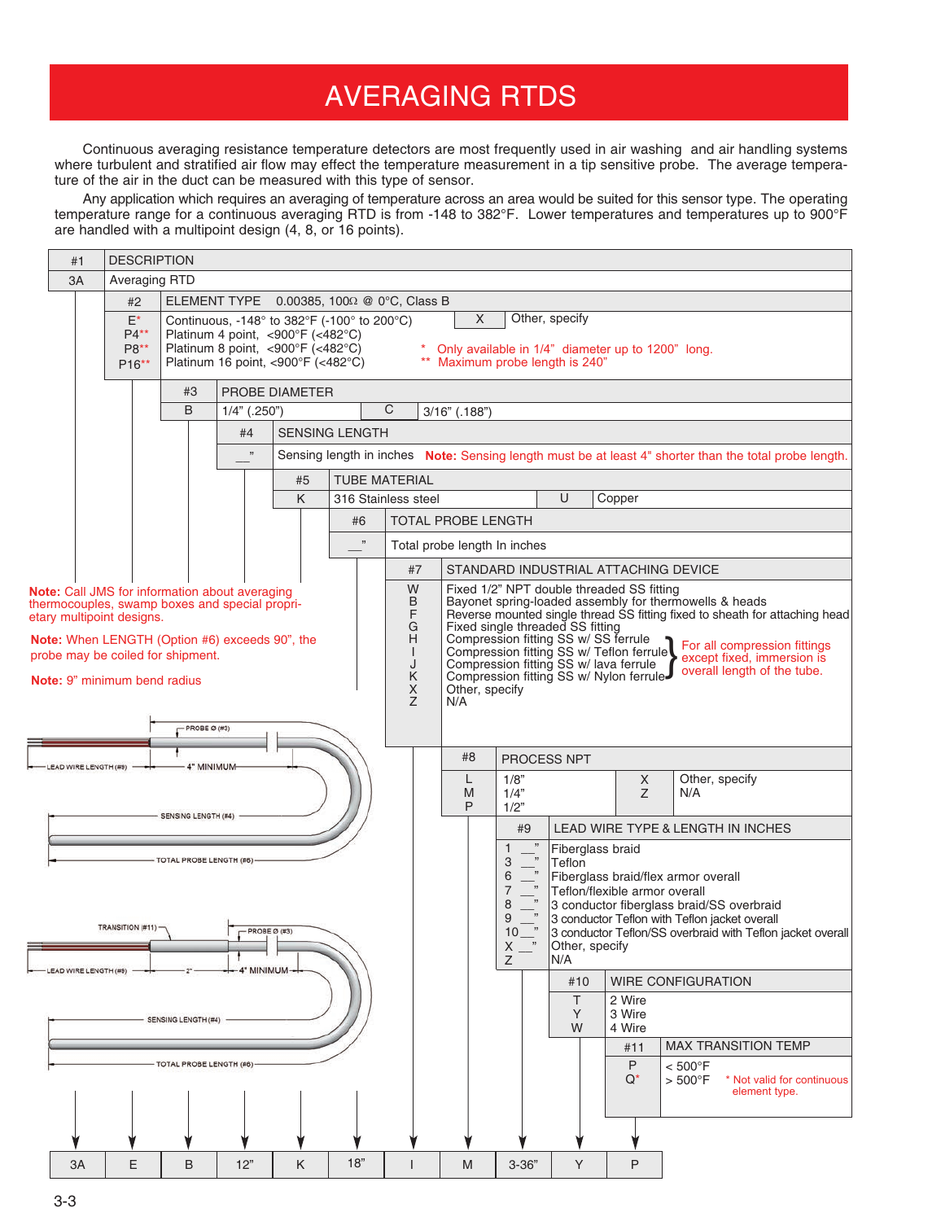# AVERAGING RTDS

Continuous averaging resistance temperature detectors are most frequently used in air washing and air handling systems where turbulent and stratified air flow may effect the temperature measurement in a tip sensitive probe. The average temperature of the air in the duct can be measured with this type of sensor.

Any application which requires an averaging of temperature across an area would be suited for this sensor type. The operating temperature range for a continuous averaging RTD is from -148 to 382°F. Lower temperatures and temperatures up to 900°F are handled with a multipoint design (4, 8, or 16 points).

### #1 DESCRIPTION

| Code | Description |
|---|---|
| 3A | Averaging RTD |

### #2 ELEMENT TYPE 0.00385, 100Ω @ 0°C, Class B

| Code | Description |
|---|---|
| E* | Continuous, -148° to 382°F (-100° to 200°C) |
| P4** | Platinum 4 point, <900°F (<482°C) |
| P8** | Platinum 8 point, <900°F (<482°C) |
| P16** | Platinum 16 point, <900°F (<482°C) |
| X | Other, specify |

\* Only available in 1/4" diameter up to 1200" long.
\*\* Maximum probe length is 240"

### #3 PROBE DIAMETER

| Code | Description |
|---|---|
| B | 1/4" (.250") |
| C | 3/16" (.188") |

### #4 SENSING LENGTH

| Code | Description |
|---|---|
| __" | Sensing length in inches |

**Note:** Sensing length must be at least 4" shorter than the total probe length.

### #5 TUBE MATERIAL

| Code | Description |
|---|---|
| K | 316 Stainless steel |
| U | Copper |

### #6 TOTAL PROBE LENGTH

| Code | Description |
|---|---|
| __" | Total probe length In inches |

### #7 STANDARD INDUSTRIAL ATTACHING DEVICE

| Code | Description |
|---|---|
| W | Fixed 1/2" NPT double threaded SS fitting |
| B | Bayonet spring-loaded assembly for thermowells & heads |
| F | Reverse mounted single thread SS fitting fixed to sheath for attaching head |
| G | Fixed single threaded SS fitting |
| H | Compression fitting SS w/ SS ferrule |
| I | Compression fitting SS w/ Teflon ferrule |
| J | Compression fitting SS w/ lava ferrule |
| K | Compression fitting SS w/ Nylon ferrule |
| X | Other, specify |
| Z | N/A |

For all compression fittings (H, I, J, K) except fixed, immersion is overall length of the tube.

### #8 PROCESS NPT

| Code | Description |
|---|---|
| L | 1/8" |
| M | 1/4" |
| P | 1/2" |
| X | Other, specify |
| Z | N/A |

### #9 LEAD WIRE TYPE & LENGTH IN INCHES

| Code | Description |
|---|---|
| 1 __" | Fiberglass braid |
| 3 __" | Teflon |
| 6 __" | Fiberglass braid/flex armor overall |
| 7 __" | Teflon/flexible armor overall |
| 8 __" | 3 conductor fiberglass braid/SS overbraid |
| 9 __" | 3 conductor Teflon with Teflon jacket overall |
| 10 __" | 3 conductor Teflon/SS overbraid with Teflon jacket overall |
| X __" | Other, specify |
| Z | N/A |

### #10 WIRE CONFIGURATION

| Code | Description |
|---|---|
| T | 2 Wire |
| Y | 3 Wire |
| W | 4 Wire |

### #11 MAX TRANSITION TEMP

| Code | Description |
|---|---|
| P | < 500°F |
| Q* | > 500°F |

\* Not valid for continuous element type.

**Note:** Call JMS for information about averaging thermocouples, swamp boxes and special proprietary multipoint designs.

**Note:** When LENGTH (Option #6) exceeds 90", the probe may be coiled for shipment.

**Note:** 9" minimum bend radius

Diagram labels: PROBE Ø (#3); LEAD WIRE LENGTH (#9); 4" MINIMUM; SENSING LENGTH (#4); TOTAL PROBE LENGTH (#6); TRANSITION (#11); 2"

### Example

| 3A | E | B | 12" | K | 18" | I | M | 3-36" | Y | P |
|---|---|---|---|---|---|---|---|---|---|---|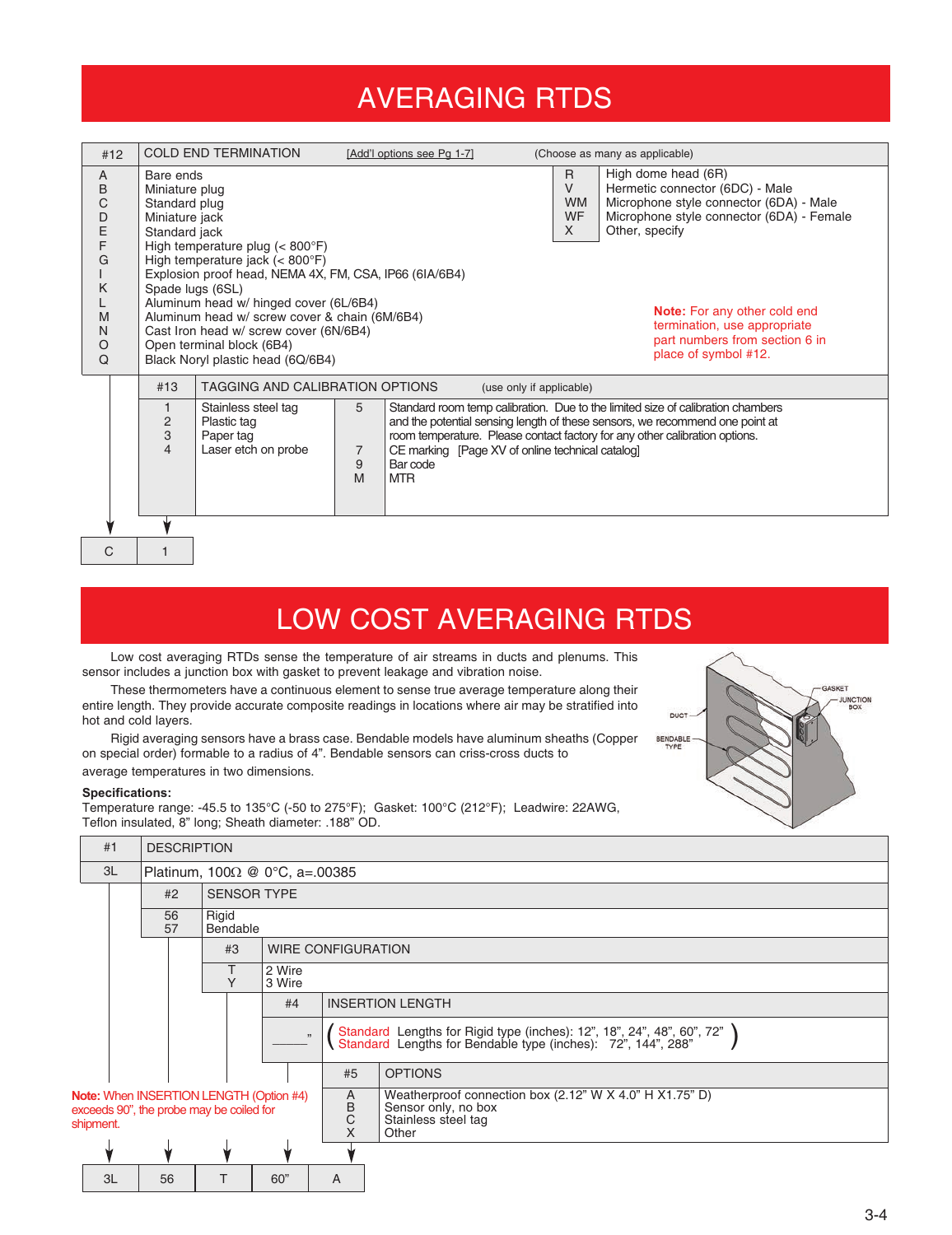# AVERAGING RTDS

| #12 | COLD END TERMINATION [Add'l options see Pg 1-7] (Choose as many as applicable) |
|---|---|
| A | Bare ends |
| B | Miniature plug |
| C | Standard plug |
| D | Miniature jack |
| E | Standard jack |
| F | High temperature plug (< 800°F) |
| G | High temperature jack (< 800°F) |
| I | Explosion proof head, NEMA 4X, FM, CSA, IP66 (6IA/6B4) |
| K | Spade lugs (6SL) |
| L | Aluminum head w/ hinged cover (6L/6B4) |
| M | Aluminum head w/ screw cover & chain (6M/6B4) |
| N | Cast Iron head w/ screw cover (6N/6B4) |
| O | Open terminal block (6B4) |
| Q | Black Noryl plastic head (6Q/6B4) |
| R | High dome head (6R) |
| V | Hermetic connector (6DC) - Male |
| WM | Microphone style connector (6DA) - Male |
| WF | Microphone style connector (6DA) - Female |
| X | Other, specify |

**Note:** For any other cold end termination, use appropriate part numbers from section 6 in place of symbol #12.

| #13 | TAGGING AND CALIBRATION OPTIONS (use only if applicable) |
|---|---|
| 1 | Stainless steel tag |
| 2 | Plastic tag |
| 3 | Paper tag |
| 4 | Laser etch on probe |
| 5 | Standard room temp calibration. Due to the limited size of calibration chambers and the potential sensing length of these sensors, we recommend one point at room temperature. Please contact factory for any other calibration options. |
| 7 | CE marking [Page XV of online technical catalog] |
| 9 | Bar code |
| M | MTR |

| C | 1 |
|---|---|

# LOW COST AVERAGING RTDS

Low cost averaging RTDs sense the temperature of air streams in ducts and plenums. This sensor includes a junction box with gasket to prevent leakage and vibration noise.

These thermometers have a continuous element to sense true average temperature along their entire length. They provide accurate composite readings in locations where air may be stratified into hot and cold layers.

Rigid averaging sensors have a brass case. Bendable models have aluminum sheaths (Copper on special order) formable to a radius of 4". Bendable sensors can criss-cross ducts to average temperatures in two dimensions.

**Specifications:**
Temperature range: -45.5 to 135°C (-50 to 275°F); Gasket: 100°C (212°F); Leadwire: 22AWG, Teflon insulated, 8" long; Sheath diameter: .188" OD.

| #1 | DESCRIPTION |
|---|---|
| 3L | Platinum, 100Ω @ 0°C, a=.00385 |

| #2 | SENSOR TYPE |
|---|---|
| 56 | Rigid |
| 57 | Bendable |

| #3 | WIRE CONFIGURATION |
|---|---|
| T | 2 Wire |
| Y | 3 Wire |

| #4 | INSERTION LENGTH |
|---|---|
| ____" | Standard Lengths for Rigid type (inches): 12", 18", 24", 48", 60", 72"<br>Standard Lengths for Bendable type (inches): 72", 144", 288" |

| #5 | OPTIONS |
|---|---|
| A | Weatherproof connection box (2.12" W X 4.0" H X1.75" D) |
| B | Sensor only, no box |
| C | Stainless steel tag |
| X | Other |

**Note:** When INSERTION LENGTH (Option #4) exceeds 90", the probe may be coiled for shipment.

| 3L | 56 | T | 60" | A |
|---|---|---|---|---|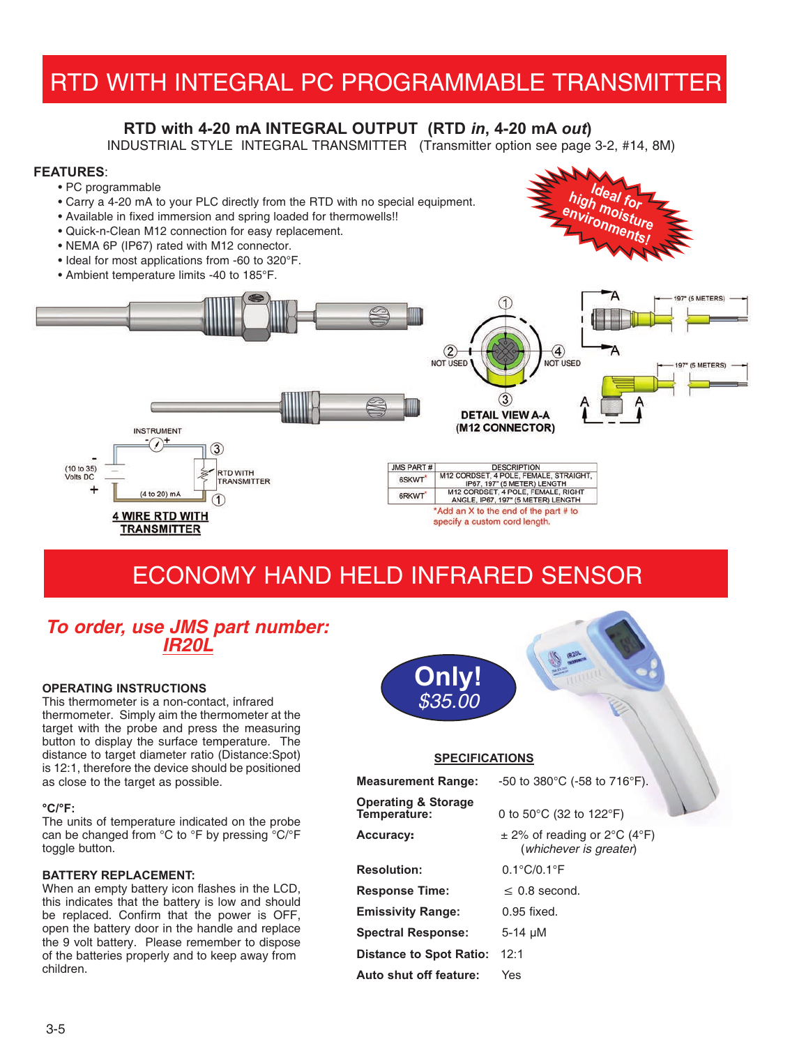# RTD WITH INTEGRAL PC PROGRAMMABLE TRANSMITTER

### RTD with 4-20 mA INTEGRAL OUTPUT (RTD *in*, 4-20 mA *out*)

INDUSTRIAL STYLE INTEGRAL TRANSMITTER (Transmitter option see page 3-2, #14, 8M)

**FEATURES**:

- PC programmable
- Carry a 4-20 mA to your PLC directly from the RTD with no special equipment.
- Available in fixed immersion and spring loaded for thermowells!!
- Quick-n-Clean M12 connection for easy replacement.
- NEMA 6P (IP67) rated with M12 connector.
- Ideal for most applications from -60 to 320°F.
- Ambient temperature limits -40 to 185°F.

Ideal for high moisture environments!

1
2 NOT USED
4 NOT USED
3

DETAIL VIEW A-A
(M12 CONNECTOR)

197" (5 METERS)
197" (5 METERS)

INSTRUMENT
(10 to 35) Volts DC
(4 to 20) mA
RTD WITH TRANSMITTER

4 WIRE RTD WITH TRANSMITTER

| JMS PART # | DESCRIPTION |
|---|---|
| 6SKWT* | M12 CORDSET, 4 POLE, FEMALE, STRAIGHT, IP67, 197" (5 METER) LENGTH |
| 6RKWT* | M12 CORDSET, 4 POLE, FEMALE, RIGHT ANGLE, IP67, 197" (5 METER) LENGTH |

*Add an X to the end of the part # to specify a custom cord length.

# ECONOMY HAND HELD INFRARED SENSOR

## *To order, use JMS part number: IR20L*

**Only! $35.00**

**OPERATING INSTRUCTIONS**

This thermometer is a non-contact, infrared thermometer. Simply aim the thermometer at the target with the probe and press the measuring button to display the surface temperature. The distance to target diameter ratio (Distance:Spot) is 12:1, therefore the device should be positioned as close to the target as possible.

**°C/°F:**

The units of temperature indicated on the probe can be changed from °C to °F by pressing °C/°F toggle button.

**BATTERY REPLACEMENT:**

When an empty battery icon flashes in the LCD, this indicates that the battery is low and should be replaced. Confirm that the power is OFF, open the battery door in the handle and replace the 9 volt battery. Please remember to dispose of the batteries properly and to keep away from children.

**SPECIFICATIONS**

| | |
|---|---|
| **Measurement Range:** | -50 to 380°C (-58 to 716°F). |
| **Operating & Storage Temperature:** | 0 to 50°C (32 to 122°F) |
| **Accuracy:** | ± 2% of reading or 2°C (4°F) (*whichever is greater*) |
| **Resolution:** | 0.1°C/0.1°F |
| **Response Time:** | ≤ 0.8 second. |
| **Emissivity Range:** | 0.95 fixed. |
| **Spectral Response:** | 5-14 μM |
| **Distance to Spot Ratio:** | 12:1 |
| **Auto shut off feature:** | Yes |